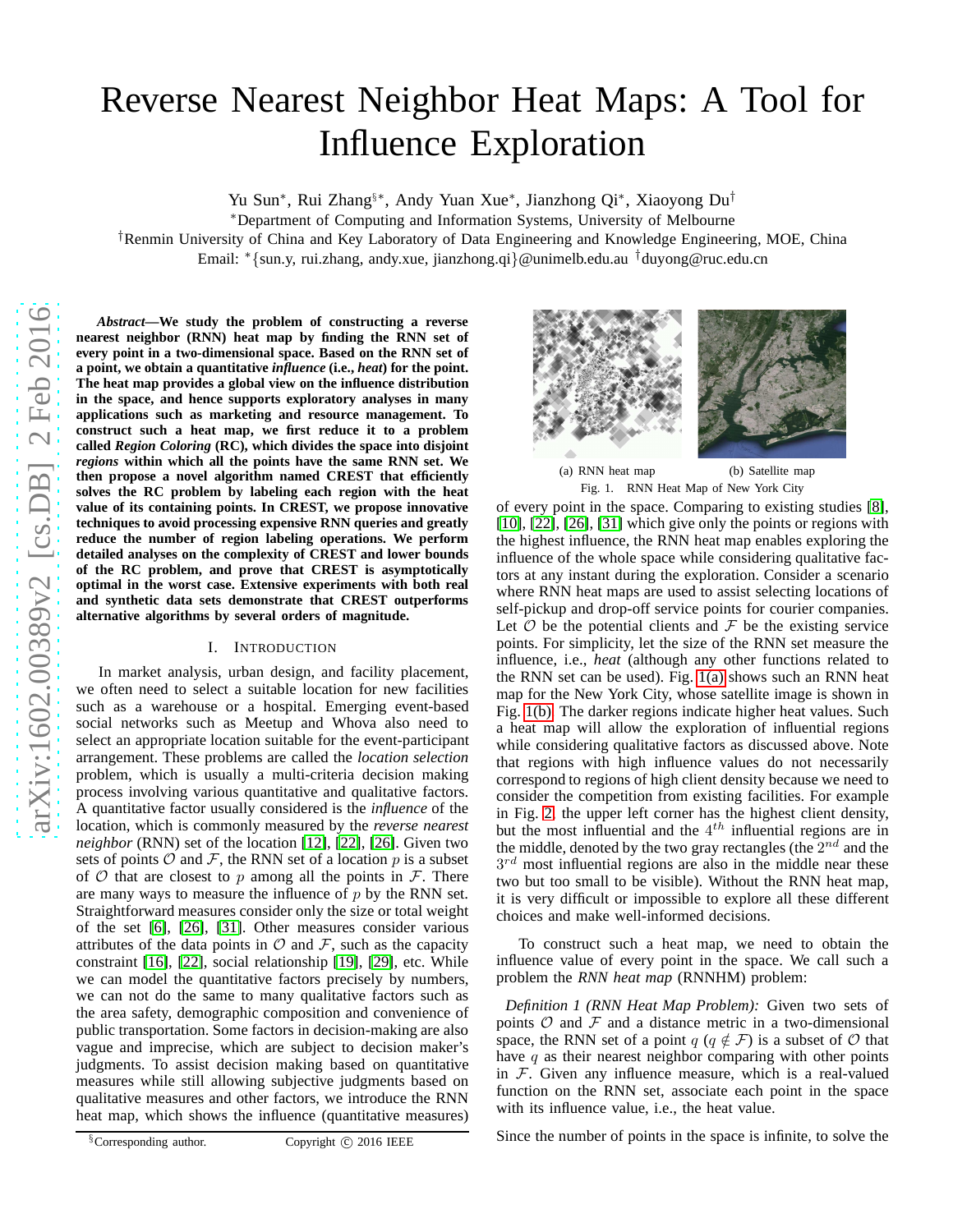# Reverse Nearest Neighbor Heat Maps: A Tool for Influence Exploration

Yu Sun*, Rui Zhang§*, Andy Yuan Xue*, Jianzhong Qi*, Xiaoyong Du†

*Department of Computing and Information Systems, University of Melbourne

†Renmin University of China and Key Laboratory of Data Engineering and Knowledge Engineering, MOE, China

Email: *{sun.y, rui.zhang, andy.xue, jianzhong.qi}@unimelb.edu.au †duyong@ruc.edu.cn

***Abstract*—We study the problem of constructing a reverse nearest neighbor (RNN) heat map by finding the RNN set of every point in a two-dimensional space. Based on the RNN set of a point, we obtain a quantitative *influence* (i.e., *heat*) for the point. The heat map provides a global view on the influence distribution in the space, and hence supports exploratory analyses in many applications such as marketing and resource management. To construct such a heat map, we first reduce it to a problem called *Region Coloring* (RC), which divides the space into disjoint *regions* within which all the points have the same RNN set. We then propose a novel algorithm named CREST that efficiently solves the RC problem by labeling each region with the heat value of its containing points. In CREST, we propose innovative techniques to avoid processing expensive RNN queries and greatly reduce the number of region labeling operations. We perform detailed analyses on the complexity of CREST and lower bounds of the RC problem, and prove that CREST is asymptotically optimal in the worst case. Extensive experiments with both real and synthetic data sets demonstrate that CREST outperforms alternative algorithms by several orders of magnitude.**

## I. Introduction

In market analysis, urban design, and facility placement, we often need to select a suitable location for new facilities such as a warehouse or a hospital. Emerging event-based social networks such as Meetup and Whova also need to select an appropriate location suitable for the event-participant arrangement. These problems are called the *location selection* problem, which is usually a multi-criteria decision making process involving various quantitative and qualitative factors. A quantitative factor usually considered is the *influence* of the location, which is commonly measured by the *reverse nearest neighbor* (RNN) set of the location [12], [22], [26]. Given two sets of points $\mathcal{O}$ and $\mathcal{F}$, the RNN set of a location $p$ is a subset of $\mathcal{O}$ that are closest to $p$ among all the points in $\mathcal{F}$. There are many ways to measure the influence of $p$ by the RNN set. Straightforward measures consider only the size or total weight of the set [6], [26], [31]. Other measures consider various attributes of the data points in $\mathcal{O}$ and $\mathcal{F}$, such as the capacity constraint [16], [22], social relationship [19], [29], etc. While we can model the quantitative factors precisely by numbers, we can not do the same to many qualitative factors such as the area safety, demographic composition and convenience of public transportation. Some factors in decision-making are also vague and imprecise, which are subject to decision maker's judgments. To assist decision making based on quantitative measures while still allowing subjective judgments based on qualitative measures and other factors, we introduce the RNN heat map, which shows the influence (quantitative measures) of every point in the space. Comparing to existing studies [8], [10], [22], [26], [31] which give only the points or regions with the highest influence, the RNN heat map enables exploring the influence of the whole space while considering qualitative factors at any instant during the exploration. Consider a scenario where RNN heat maps are used to assist selecting locations of self-pickup and drop-off service points for courier companies. Let $\mathcal{O}$ be the potential clients and $\mathcal{F}$ be the existing service points. For simplicity, let the size of the RNN set measure the influence, i.e., *heat* (although any other functions related to the RNN set can be used). Fig. 1(a) shows such an RNN heat map for the New York City, whose satellite image is shown in Fig. 1(b). The darker regions indicate higher heat values. Such a heat map will allow the exploration of influential regions while considering qualitative factors as discussed above. Note that regions with high influence values do not necessarily correspond to regions of high client density because we need to consider the competition from existing facilities. For example in Fig. 2, the upper left corner has the highest client density, but the most influential and the $4^{th}$ influential regions are in the middle, denoted by the two gray rectangles (the $2^{nd}$ and the $3^{rd}$ most influential regions are also in the middle near these two but too small to be visible). Without the RNN heat map, it is very difficult or impossible to explore all these different choices and make well-informed decisions.

(a) RNN heat map (b) Satellite map

Fig. 1. RNN Heat Map of New York City

To construct such a heat map, we need to obtain the influence value of every point in the space. We call such a problem the *RNN heat map* (RNNHM) problem:

*Definition 1 (RNN Heat Map Problem):* Given two sets of points $\mathcal{O}$ and $\mathcal{F}$ and a distance metric in a two-dimensional space, the RNN set of a point $q$ ($q \notin \mathcal{F}$) is a subset of $\mathcal{O}$ that have $q$ as their nearest neighbor comparing with other points in $\mathcal{F}$. Given any influence measure, which is a real-valued function on the RNN set, associate each point in the space with its influence value, i.e., the heat value.

Since the number of points in the space is infinite, to solve the

§Corresponding author. Copyright © 2016 IEEE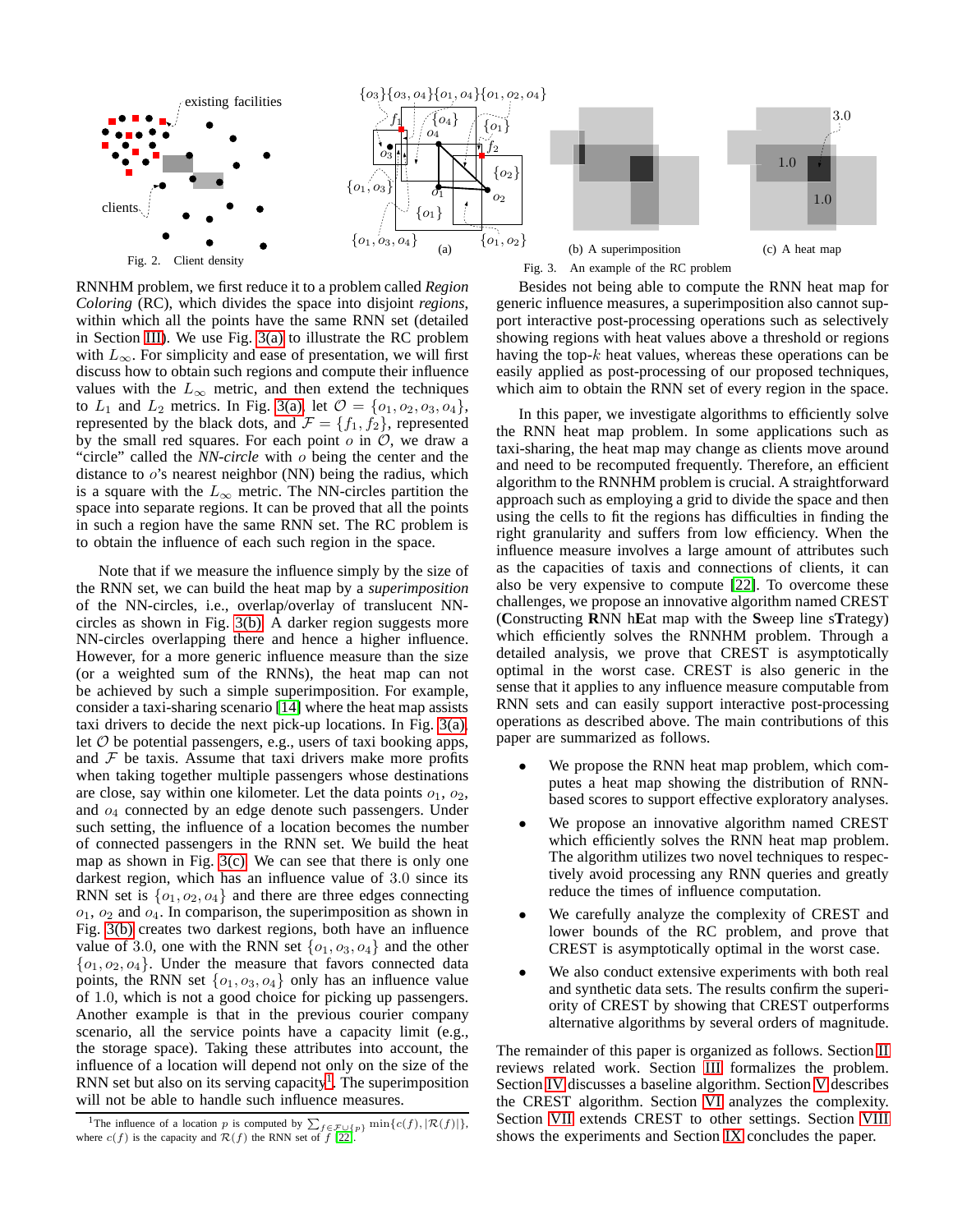Fig. 2. Client density

(a) (b) A superimposition (c) A heat map

Fig. 3. An example of the RC problem

RNNHM problem, we first reduce it to a problem called *Region Coloring* (RC), which divides the space into disjoint *regions*, within which all the points have the same RNN set (detailed in Section III). We use Fig. 3(a) to illustrate the RC problem with $L_\infty$. For simplicity and ease of presentation, we will first discuss how to obtain such regions and compute their influence values with the $L_\infty$ metric, and then extend the techniques to $L_1$ and $L_2$ metrics. In Fig. 3(a), let $\mathcal{O} = \{o_1, o_2, o_3, o_4\}$, represented by the black dots, and $\mathcal{F} = \{f_1, f_2\}$, represented by the small red squares. For each point $o$ in $\mathcal{O}$, we draw a "circle" called the *NN-circle* with $o$ being the center and the distance to $o$'s nearest neighbor (NN) being the radius, which is a square with the $L_\infty$ metric. The NN-circles partition the space into separate regions. It can be proved that all the points in such a region have the same RNN set. The RC problem is to obtain the influence of each such region in the space.

Note that if we measure the influence simply by the size of the RNN set, we can build the heat map by a *superimposition* of the NN-circles, i.e., overlap/overlay of translucent NN-circles as shown in Fig. 3(b). A darker region suggests more NN-circles overlapping there and hence a higher influence. However, for a more generic influence measure than the size (or a weighted sum of the RNNs), the heat map can not be achieved by such a simple superimposition. For example, consider a taxi-sharing scenario [14] where the heat map assists taxi drivers to decide the next pick-up locations. In Fig. 3(a), let $\mathcal{O}$ be potential passengers, e.g., users of taxi booking apps, and $\mathcal{F}$ be taxis. Assume that taxi drivers make more profits when taking together multiple passengers whose destinations are close, say within one kilometer. Let the data points $o_1$, $o_2$, and $o_4$ connected by an edge denote such passengers. Under such setting, the influence of a location becomes the number of connected passengers in the RNN set. We build the heat map as shown in Fig. 3(c). We can see that there is only one darkest region, which has an influence value of 3.0 since its RNN set is $\{o_1, o_2, o_4\}$ and there are three edges connecting $o_1$, $o_2$ and $o_4$. In comparison, the superimposition as shown in Fig. 3(b) creates two darkest regions, both have an influence value of 3.0, one with the RNN set $\{o_1, o_3, o_4\}$ and the other $\{o_1, o_2, o_4\}$. Under the measure that favors connected data points, the RNN set $\{o_1, o_3, o_4\}$ only has an influence value of 1.0, which is not a good choice for picking up passengers. Another example is that in the previous courier company scenario, all the service points have a capacity limit (e.g., the storage space). Taking these attributes into account, the influence of a location will depend not only on the size of its RNN set but also on its serving capacity[1]. The superimposition will not be able to handle such influence measures.

[1] The influence of a location $p$ is computed by $\sum_{f \in \mathcal{F} \cup \{p\}} \min\{c(f), |\mathcal{R}(f)|\}$, where $c(f)$ is the capacity and $\mathcal{R}(f)$ the RNN set of $f$ [22].

Besides not being able to compute the RNN heat map for generic influence measures, a superimposition also cannot support interactive post-processing operations such as selectively showing regions with heat values above a threshold or regions having the top-$k$ heat values, whereas these operations can be easily applied as post-processing of our proposed techniques, which aim to obtain the RNN set of every region in the space.

In this paper, we investigate algorithms to efficiently solve the RNN heat map problem. In some applications such as taxi-sharing, the heat map may change as clients move around and need to be recomputed frequently. Therefore, an efficient algorithm to the RNNHM problem is crucial. A straightforward approach such as employing a grid to divide the space and then using the cells to fit the regions has difficulties in finding the right granularity and suffers from low efficiency. When the influence measure involves a large amount of attributes such as the capacities of taxis and connections of clients, it can also be very expensive to compute [22]. To overcome these challenges, we propose an innovative algorithm named CREST (**C**onstructing **R**NN h**E**at map with the **S**weep line s**T**rategy) which efficiently solves the RNNHM problem. Through a detailed analysis, we prove that CREST is asymptotically optimal in the worst case. CREST is also generic in the sense that it applies to any influence measure computable from RNN sets and can easily support interactive post-processing operations as described above. The main contributions of this paper are summarized as follows.

- We propose the RNN heat map problem, which computes a heat map showing the distribution of RNN-based scores to support effective exploratory analyses.
- We propose an innovative algorithm named CREST which efficiently solves the RNN heat map problem. The algorithm utilizes two novel techniques to respectively avoid processing any RNN queries and greatly reduce the times of influence computation.
- We carefully analyze the complexity of CREST and lower bounds of the RC problem, and prove that CREST is asymptotically optimal in the worst case.
- We also conduct extensive experiments with both real and synthetic data sets. The results confirm the superiority of CREST by showing that CREST outperforms alternative algorithms by several orders of magnitude.

The remainder of this paper is organized as follows. Section II reviews related work. Section III formalizes the problem. Section IV discusses a baseline algorithm. Section V describes the CREST algorithm. Section VI analyzes the complexity. Section VII extends CREST to other settings. Section VIII shows the experiments and Section IX concludes the paper.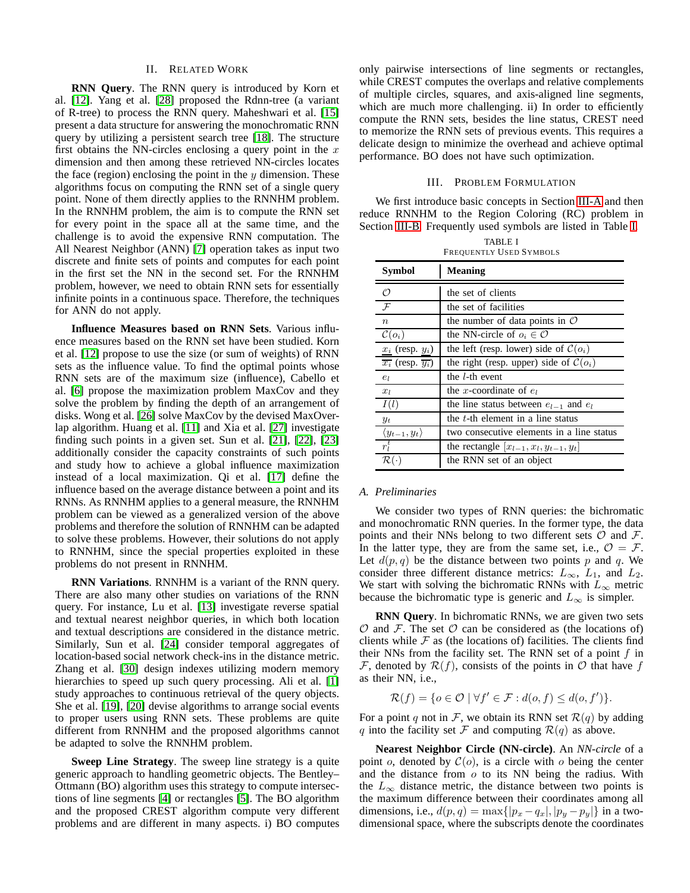## II. Related Work

**RNN Query**. The RNN query is introduced by Korn et al. [12]. Yang et al. [28] proposed the Rdnn-tree (a variant of R-tree) to process the RNN query. Maheshwari et al. [15] present a data structure for answering the monochromatic RNN query by utilizing a persistent search tree [18]. The structure first obtains the NN-circles enclosing a query point in the $x$ dimension and then among these retrieved NN-circles locates the face (region) enclosing the point in the $y$ dimension. These algorithms focus on computing the RNN set of a single query point. None of them directly applies to the RNNHM problem. In the RNNHM problem, the aim is to compute the RNN set for every point in the space all at the same time, and the challenge is to avoid the expensive RNN computation. The All Nearest Neighbor (ANN) [7] operation takes as input two discrete and finite sets of points and computes for each point in the first set the NN in the second set. For the RNNHM problem, however, we need to obtain RNN sets for essentially infinite points in a continuous space. Therefore, the techniques for ANN do not apply.

**Influence Measures based on RNN Sets**. Various influence measures based on the RNN set have been studied. Korn et al. [12] propose to use the size (or sum of weights) of RNN sets as the influence value. To find the optimal points whose RNN sets are of the maximum size (influence), Cabello et al. [6] propose the maximization problem MaxCov and they solve the problem by finding the depth of an arrangement of disks. Wong et al. [26] solve MaxCov by the devised MaxOverlap algorithm. Huang et al. [11] and Xia et al. [27] investigate finding such points in a given set. Sun et al. [21], [22], [23] additionally consider the capacity constraints of such points and study how to achieve a global influence maximization instead of a local maximization. Qi et al. [17] define the influence based on the average distance between a point and its RNNs. As RNNHM applies to a general measure, the RNNHM problem can be viewed as a generalized version of the above problems and therefore the solution of RNNHM can be adapted to solve these problems. However, their solutions do not apply to RNNHM, since the special properties exploited in these problems do not present in RNNHM.

**RNN Variations**. RNNHM is a variant of the RNN query. There are also many other studies on variations of the RNN query. For instance, Lu et al. [13] investigate reverse spatial and textual nearest neighbor queries, in which both location and textual descriptions are considered in the distance metric. Similarly, Sun et al. [24] consider temporal aggregates of location-based social network check-ins in the distance metric. Zhang et al. [30] design indexes utilizing modern memory hierarchies to speed up such query processing. Ali et al. [1] study approaches to continuous retrieval of the query objects. She et al. [19], [20] devise algorithms to arrange social events to proper users using RNN sets. These problems are quite different from RNNHM and the proposed algorithms cannot be adapted to solve the RNNHM problem.

**Sweep Line Strategy**. The sweep line strategy is a quite generic approach to handling geometric objects. The Bentley–Ottmann (BO) algorithm uses this strategy to compute intersections of line segments [4] or rectangles [5]. The BO algorithm and the proposed CREST algorithm compute very different problems and are different in many aspects. i) BO computes only pairwise intersections of line segments or rectangles, while CREST computes the overlaps and relative complements of multiple circles, squares, and axis-aligned line segments, which are much more challenging. ii) In order to efficiently compute the RNN sets, besides the line status, CREST need to memorize the RNN sets of previous events. This requires a delicate design to minimize the overhead and achieve optimal performance. BO does not have such optimization.

## III. Problem Formulation

We first introduce basic concepts in Section III-A and then reduce RNNHM to the Region Coloring (RC) problem in Section III-B. Frequently used symbols are listed in Table I.

TABLE I
Frequently Used Symbols

| Symbol | Meaning |
|---|---|
| $\mathcal{O}$ | the set of clients |
| $\mathcal{F}$ | the set of facilities |
| $n$ | the number of data points in $\mathcal{O}$ |
| $\mathcal{C}(o_i)$ | the NN-circle of $o_i \in \mathcal{O}$ |
| $\underline{x_i}$ (resp. $\underline{y_i}$) | the left (resp. lower) side of $\mathcal{C}(o_i)$ |
| $\overline{x_i}$ (resp. $\overline{y_i}$) | the right (resp. upper) side of $\mathcal{C}(o_i)$ |
| $e_l$ | the $l$-th event |
| $x_l$ | the $x$-coordinate of $e_l$ |
| $I(l)$ | the line status between $e_{l-1}$ and $e_l$ |
| $y_t$ | the $t$-th element in a line status |
| $\langle y_{t-1}, y_t \rangle$ | two consecutive elements in a line status |
| $r_l^t$ | the rectangle $[x_{l-1}, x_l, y_{t-1}, y_t]$ |
| $\mathcal{R}(\cdot)$ | the RNN set of an object |

### A. Preliminaries

We consider two types of RNN queries: the bichromatic and monochromatic RNN queries. In the former type, the data points and their NNs belong to two different sets $\mathcal{O}$ and $\mathcal{F}$. In the latter type, they are from the same set, i.e., $\mathcal{O} = \mathcal{F}$. Let $d(p, q)$ be the distance between two points $p$ and $q$. We consider three different distance metrics: $L_\infty$, $L_1$, and $L_2$. We start with solving the bichromatic RNNs with $L_\infty$ metric because the bichromatic type is generic and $L_\infty$ is simpler.

**RNN Query**. In bichromatic RNNs, we are given two sets $\mathcal{O}$ and $\mathcal{F}$. The set $\mathcal{O}$ can be considered as (the locations of) clients while $\mathcal{F}$ as (the locations of) facilities. The clients find their NNs from the facility set. The RNN set of a point $f$ in $\mathcal{F}$, denoted by $\mathcal{R}(f)$, consists of the points in $\mathcal{O}$ that have $f$ as their NN, i.e.,

$$\mathcal{R}(f) = \{o \in \mathcal{O} \mid \forall f' \in \mathcal{F} : d(o, f) \leq d(o, f')\}.$$

For a point $q$ not in $\mathcal{F}$, we obtain its RNN set $\mathcal{R}(q)$ by adding $q$ into the facility set $\mathcal{F}$ and computing $\mathcal{R}(q)$ as above.

**Nearest Neighbor Circle (NN-circle)**. An *NN-circle* of a point $o$, denoted by $\mathcal{C}(o)$, is a circle with $o$ being the center and the distance from $o$ to its NN being the radius. With the $L_\infty$ distance metric, the distance between two points is the maximum difference between their coordinates among all dimensions, i.e., $d(p, q) = \max\{|p_x - q_x|, |p_y - p_y|\}$ in a two-dimensional space, where the subscripts denote the coordinates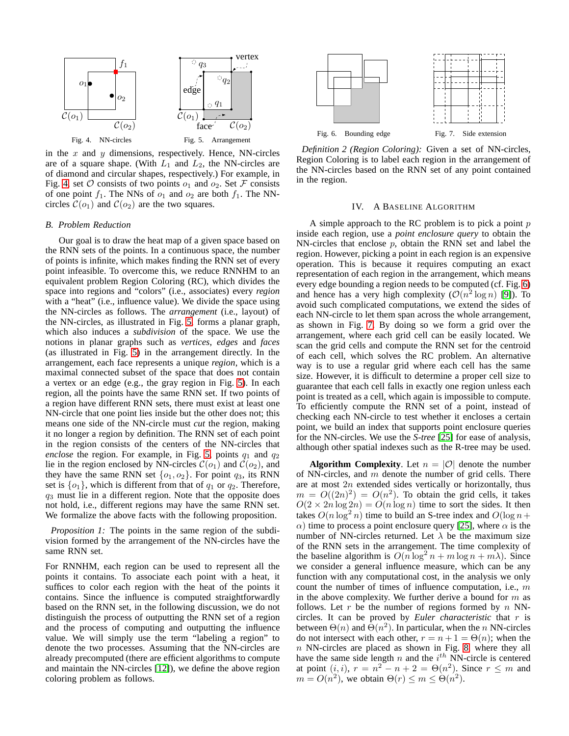Fig. 4. NN-circles

Fig. 5. Arrangement

Fig. 6. Bounding edge

Fig. 7. Side extension

in the $x$ and $y$ dimensions, respectively. Hence, NN-circles are of a square shape. (With $L_1$ and $L_2$, the NN-circles are of diamond and circular shapes, respectively.) For example, in Fig. 4, set $\mathcal{O}$ consists of two points $o_1$ and $o_2$. Set $\mathcal{F}$ consists of one point $f_1$. The NNs of $o_1$ and $o_2$ are both $f_1$. The NN-circles $\mathcal{C}(o_1)$ and $\mathcal{C}(o_2)$ are the two squares.

### B. Problem Reduction

Our goal is to draw the heat map of a given space based on the RNN sets of the points. In a continuous space, the number of points is infinite, which makes finding the RNN set of every point infeasible. To overcome this, we reduce RNNHM to an equivalent problem Region Coloring (RC), which divides the space into regions and "colors" (i.e., associates) every *region* with a "heat" (i.e., influence value). We divide the space using the NN-circles as follows. The *arrangement* (i.e., layout) of the NN-circles, as illustrated in Fig. 5, forms a planar graph, which also induces a *subdivision* of the space. We use the notions in planar graphs such as *vertices*, *edges* and *faces* (as illustrated in Fig. 5) in the arrangement directly. In the arrangement, each face represents a unique *region*, which is a maximal connected subset of the space that does not contain a vertex or an edge (e.g., the gray region in Fig. 5). In each region, all the points have the same RNN set. If two points of a region have different RNN sets, there must exist at least one NN-circle that one point lies inside but the other does not; this means one side of the NN-circle must *cut* the region, making it no longer a region by definition. The RNN set of each point in the region consists of the centers of the NN-circles that *enclose* the region. For example, in Fig. 5, points $q_1$ and $q_2$ lie in the region enclosed by NN-circles $\mathcal{C}(o_1)$ and $\mathcal{C}(o_2)$, and they have the same RNN set $\{o_1, o_2\}$. For point $q_3$, its RNN set is $\{o_1\}$, which is different from that of $q_1$ or $q_2$. Therefore, $q_3$ must lie in a different region. Note that the opposite does not hold, i.e., different regions may have the same RNN set. We formalize the above facts with the following proposition.

*Proposition 1:* The points in the same region of the subdivision formed by the arrangement of the NN-circles have the same RNN set.

For RNNHM, each region can be used to represent all the points it contains. To associate each point with a heat, it suffices to color each region with the heat of the points it contains. Since the influence is computed straightforwardly based on the RNN set, in the following discussion, we do not distinguish the process of outputting the RNN set of a region and the process of computing and outputting the influence value. We will simply use the term "labeling a region" to denote the two processes. Assuming that the NN-circles are already precomputed (there are efficient algorithms to compute and maintain the NN-circles [12]), we define the above region coloring problem as follows.

*Definition 2 (Region Coloring):* Given a set of NN-circles, Region Coloring is to label each region in the arrangement of the NN-circles based on the RNN set of any point contained in the region.

## IV. A Baseline Algorithm

A simple approach to the RC problem is to pick a point $p$ inside each region, use a *point enclosure query* to obtain the NN-circles that enclose $p$, obtain the RNN set and label the region. However, picking a point in each region is an expensive operation. This is because it requires computing an exact representation of each region in the arrangement, which means every edge bounding a region needs to be computed (cf. Fig. 6) and hence has a very high complexity ($\mathcal{O}(n^2 \log n)$ [9]). To avoid such complicated computations, we extend the sides of each NN-circle to let them span across the whole arrangement, as shown in Fig. 7. By doing so we form a grid over the arrangement, where each grid cell can be easily located. We scan the grid cells and compute the RNN set for the centroid of each cell, which solves the RC problem. An alternative way is to use a regular grid where each cell has the same size. However, it is difficult to determine a proper cell size to guarantee that each cell falls in exactly one region unless each point is treated as a cell, which again is impossible to compute. To efficiently compute the RNN set of a point, instead of checking each NN-circle to test whether it encloses a certain point, we build an index that supports point enclosure queries for the NN-circles. We use the *S-tree* [25] for ease of analysis, although other spatial indexes such as the R-tree may be used.

**Algorithm Complexity**. Let $n = |\mathcal{O}|$ denote the number of NN-circles, and $m$ denote the number of grid cells. There are at most $2n$ extended sides vertically or horizontally, thus $m = O((2n)^2) = O(n^2)$. To obtain the grid cells, it takes $O(2 \times 2n \log 2n) = O(n \log n)$ time to sort the sides. It then takes $O(n \log^2 n)$ time to build an S-tree index and $O(\log n + \alpha)$ time to process a point enclosure query [25], where $\alpha$ is the number of NN-circles returned. Let $\lambda$ be the maximum size of the RNN sets in the arrangement. The time complexity of the baseline algorithm is $O(n \log^2 n + m \log n + m\lambda)$. Since we consider a general influence measure, which can be any function with any computational cost, in the analysis we only count the number of times of influence computation, i.e., $m$ in the above complexity. We further derive a bound for $m$ as follows. Let $r$ be the number of regions formed by $n$ NN-circles. It can be proved by *Euler characteristic* that $r$ is between $\Theta(n)$ and $\Theta(n^2)$. In particular, when the $n$ NN-circles do not intersect with each other, $r = n + 1 = \Theta(n)$; when the $n$ NN-circles are placed as shown in Fig. 8, where they all have the same side length $n$ and the $i^{th}$ NN-circle is centered at point $(i, i)$, $r = n^2 - n + 2 = \Theta(n^2)$. Since $r \leq m$ and $m = O(n^2)$, we obtain $\Theta(r) \leq m \leq \Theta(n^2)$.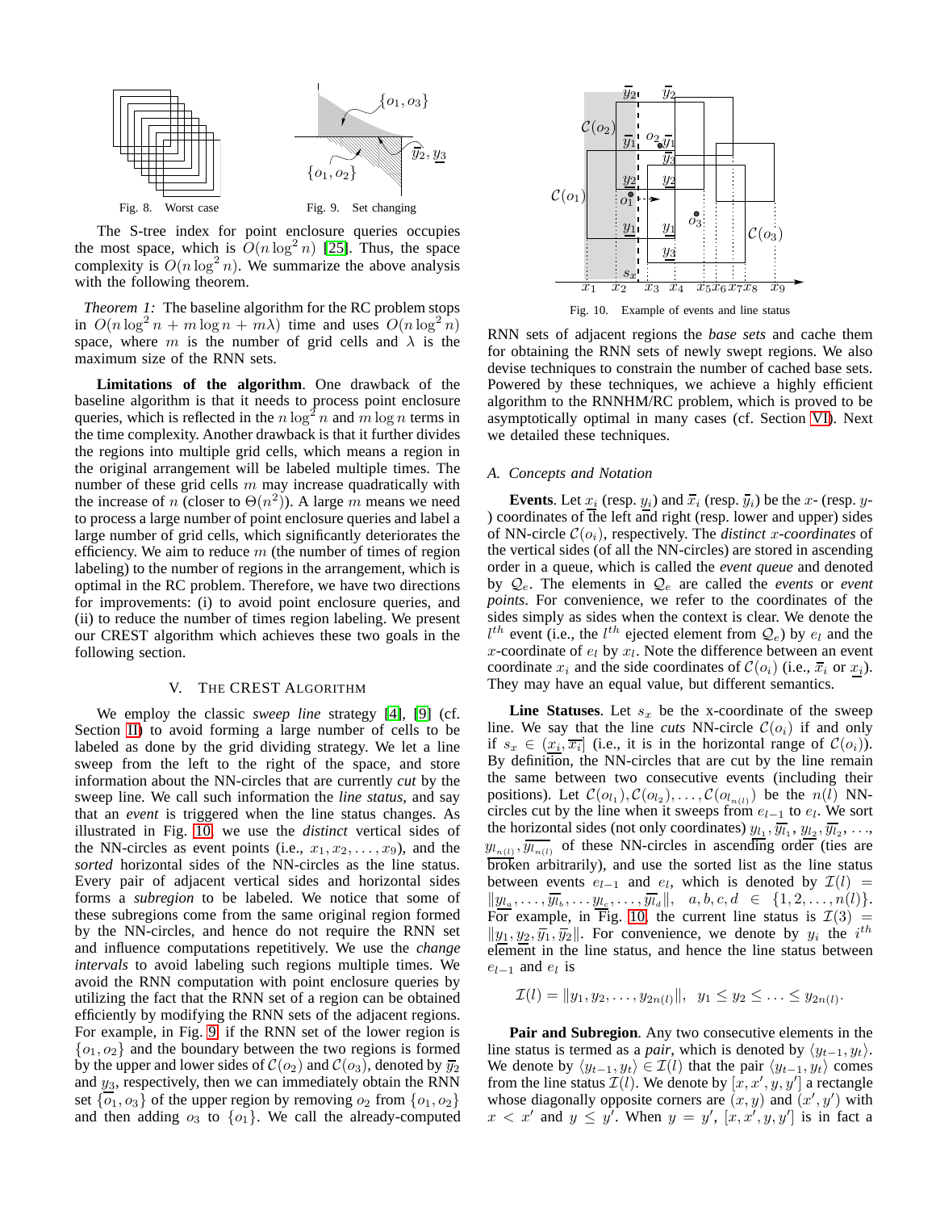Fig. 8. Worst case

Fig. 9. Set changing

The S-tree index for point enclosure queries occupies the most space, which is $O(n \log^2 n)$ [25]. Thus, the space complexity is $O(n \log^2 n)$. We summarize the above analysis with the following theorem.

*Theorem 1:* The baseline algorithm for the RC problem stops in $O(n \log^2 n + m \log n + m\lambda)$ time and uses $O(n \log^2 n)$ space, where $m$ is the number of grid cells and $\lambda$ is the maximum size of the RNN sets.

**Limitations of the algorithm**. One drawback of the baseline algorithm is that it needs to process point enclosure queries, which is reflected in the $n \log^2 n$ and $m \log n$ terms in the time complexity. Another drawback is that it further divides the regions into multiple grid cells, which means a region in the original arrangement will be labeled multiple times. The number of these grid cells $m$ may increase quadratically with the increase of $n$ (closer to $\Theta(n^2)$). A large $m$ means we need to process a large number of point enclosure queries and label a large number of grid cells, which significantly deteriorates the efficiency. We aim to reduce $m$ (the number of times of region labeling) to the number of regions in the arrangement, which is optimal in the RC problem. Therefore, we have two directions for improvements: (i) to avoid point enclosure queries, and (ii) to reduce the number of times region labeling. We present our CREST algorithm which achieves these two goals in the following section.

## V. The CREST Algorithm

We employ the classic *sweep line* strategy [4], [9] (cf. Section II) to avoid forming a large number of cells to be labeled as done by the grid dividing strategy. We let a line sweep from the left to the right of the space, and store information about the NN-circles that are currently *cut* by the sweep line. We call such information the *line status*, and say that an *event* is triggered when the line status changes. As illustrated in Fig. 10, we use the *distinct* vertical sides of the NN-circles as event points (i.e., $x_1, x_2, \ldots, x_9$), and the *sorted* horizontal sides of the NN-circles as the line status. Every pair of adjacent vertical sides and horizontal sides forms a *subregion* to be labeled. We notice that some of these subregions come from the same original region formed by the NN-circles, and hence do not require the RNN set and influence computations repetitively. We use the *change intervals* to avoid labeling such regions multiple times. We avoid the RNN computation with point enclosure queries by utilizing the fact that the RNN set of a region can be obtained efficiently by modifying the RNN sets of the adjacent regions. For example, in Fig. 9, if the RNN set of the lower region is $\{o_1, o_2\}$ and the boundary between the two regions is formed by the upper and lower sides of $\mathcal{C}(o_2)$ and $\mathcal{C}(o_3)$, denoted by $\overline{y_2}$ and $\underline{y_3}$, respectively, then we can immediately obtain the RNN set $\{o_1, o_3\}$ of the upper region by removing $o_2$ from $\{o_1, o_2\}$ and then adding $o_3$ to $\{o_1\}$. We call the already-computed RNN sets of adjacent regions the *base sets* and cache them for obtaining the RNN sets of newly swept regions. We also devise techniques to constrain the number of cached base sets. Powered by these techniques, we achieve a highly efficient algorithm to the RNNHM/RC problem, which is proved to be asymptotically optimal in many cases (cf. Section VI). Next we detailed these techniques.

Fig. 10. Example of events and line status

### A. Concepts and Notation

**Events**. Let $\underline{x_i}$ (resp. $\underline{y_i}$) and $\overline{x_i}$ (resp. $\overline{y_i}$) be the $x$- (resp. $y$-) coordinates of the left and right (resp. lower and upper) sides of NN-circle $\mathcal{C}(o_i)$, respectively. The *distinct* $x$*-coordinates* of the vertical sides (of all the NN-circles) are stored in ascending order in a queue, which is called the *event queue* and denoted by $\mathcal{Q}_e$. The elements in $\mathcal{Q}_e$ are called the *events* or *event points*. For convenience, we refer to the coordinates of the sides simply as sides when the context is clear. We denote the $l^{th}$ event (i.e., the $l^{th}$ ejected element from $\mathcal{Q}_e$) by $e_l$ and the $x$-coordinate of $e_l$ by $x_l$. Note the difference between an event coordinate $x_i$ and the side coordinates of $\mathcal{C}(o_i)$ (i.e., $\overline{x_i}$ or $\underline{x_i}$). They may have an equal value, but different semantics.

**Line Statuses**. Let $s_x$ be the x-coordinate of the sweep line. We say that the line *cuts* NN-circle $\mathcal{C}(o_i)$ if and only if $s_x \in (\underline{x_i}, \overline{x_i}]$ (i.e., it is in the horizontal range of $\mathcal{C}(o_i)$). By definition, the NN-circles that are cut by the line remain the same between two consecutive events (including their positions). Let $\mathcal{C}(o_{l_1}), \mathcal{C}(o_{l_2}), \ldots, \mathcal{C}(o_{l_{n(l)}})$ be the $n(l)$ NN-circles cut by the line when it sweeps from $e_{l-1}$ to $e_l$. We sort the horizontal sides (not only coordinates) $\underline{y_{l_1}}, \overline{y_{l_1}}, \underline{y_{l_2}}, \overline{y_{l_2}}, \ldots, \underline{y_{l_{n(l)}}}, \overline{y_{l_{n(l)}}}$ of these NN-circles in ascending order (ties are broken arbitrarily), and use the sorted list as the line status between events $e_{l-1}$ and $e_l$, which is denoted by $\mathcal{I}(l) = \|\underline{y_{l_a}}, \ldots, \overline{y_{l_b}}, \ldots \underline{y_{l_c}}, \ldots, \overline{y_{l_d}}\|, \quad a, b, c, d \in \{1, 2, \ldots, n(l)\}$. For example, in Fig. 10, the current line status is $\mathcal{I}(3) = \|\underline{y_1}, \underline{y_2}, \overline{y_1}, \overline{y_2}\|$. For convenience, we denote by $y_i$ the $i^{th}$ element in the line status, and hence the line status between $e_{l-1}$ and $e_l$ is

$$\mathcal{I}(l) = \|y_1, y_2, \ldots, y_{2n(l)}\|, \quad y_1 \leq y_2 \leq \ldots \leq y_{2n(l)}.$$

**Pair and Subregion**. Any two consecutive elements in the line status is termed as a *pair*, which is denoted by $\langle y_{t-1}, y_t \rangle$. We denote by $\langle y_{t-1}, y_t \rangle \in \mathcal{I}(l)$ that the pair $\langle y_{t-1}, y_t \rangle$ comes from the line status $\mathcal{I}(l)$. We denote by $[x, x', y, y']$ a rectangle whose diagonally opposite corners are $(x, y)$ and $(x', y')$ with $x < x'$ and $y \leq y'$. When $y = y'$, $[x, x', y, y']$ is in fact a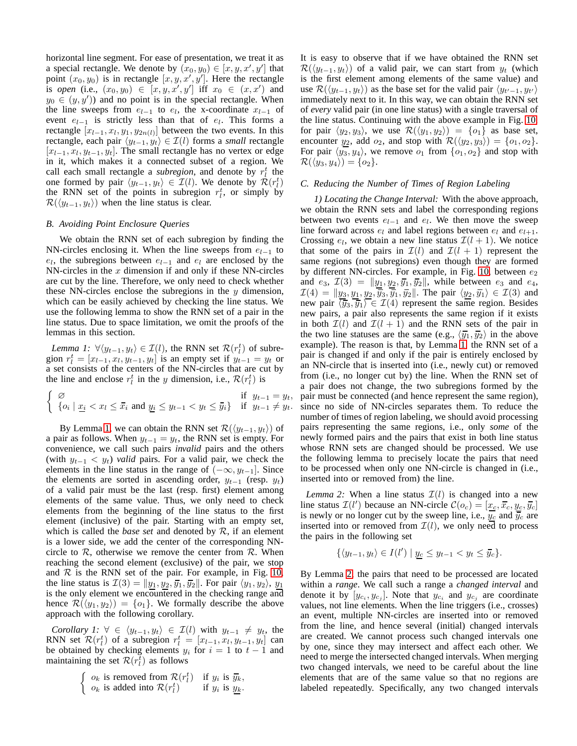horizontal line segment. For ease of presentation, we treat it as a special rectangle. We denote by $(x_0, y_0) \in [x, y, x', y']$ that point $(x_0, y_0)$ is in rectangle $[x, y, x', y']$. Here the rectangle is *open* (i.e., $(x_0, y_0) \in [x, y, x', y']$ iff $x_0 \in (x, x')$ and $y_0 \in (y, y')$) and no point is in the special rectangle. When the line sweeps from $e_{l-1}$ to $e_l$, the x-coordinate $x_{l-1}$ of event $e_{l-1}$ is strictly less than that of $e_l$. This forms a rectangle $[x_{l-1}, x_l, y_1, y_{2n(l)}]$ between the two events. In this rectangle, each pair $\langle y_{t-1}, y_t \rangle \in \mathcal{I}(l)$ forms a *small* rectangle $[x_{l-1}, x_l, y_{t-1}, y_t]$. The small rectangle has no vertex or edge in it, which makes it a connected subset of a region. We call each small rectangle a *subregion*, and denote by $r_l^t$ the one formed by pair $\langle y_{t-1}, y_t \rangle \in \mathcal{I}(l)$. We denote by $\mathcal{R}(r_l^t)$ the RNN set of the points in subregion $r_l^t$, or simply by $\mathcal{R}(\langle y_{t-1}, y_t \rangle)$ when the line status is clear.

### B. Avoiding Point Enclosure Queries

We obtain the RNN set of each subregion by finding the NN-circles enclosing it. When the line sweeps from $e_{l-1}$ to $e_l$, the subregions between $e_{l-1}$ and $e_l$ are enclosed by the NN-circles in the $x$ dimension if and only if these NN-circles are cut by the line. Therefore, we only need to check whether these NN-circles enclose the subregions in the $y$ dimension, which can be easily achieved by checking the line status. We use the following lemma to show the RNN set of a pair in the line status. Due to space limitation, we omit the proofs of the lemmas in this section.

*Lemma 1:* $\forall \langle y_{t-1}, y_t \rangle \in \mathcal{I}(l)$, the RNN set $\mathcal{R}(r_l^t)$ of subregion $r_l^t = [x_{l-1}, x_l, y_{t-1}, y_t]$ is an empty set if $y_{t-1} = y_t$ or a set consists of the centers of the NN-circles that are cut by the line and enclose $r_l^t$ in the $y$ dimension, i.e., $\mathcal{R}(r_l^t)$ is

$$\begin{cases} \varnothing & \text{if } y_{t-1} = y_t, \\ \{o_i \mid \underline{x_i} < x_l \leq \overline{x}_i \text{ and } \underline{y_i} \leq y_{t-1} < y_t \leq \overline{y}_i\} & \text{if } y_{t-1} \neq y_t. \end{cases}$$

By Lemma 1, we can obtain the RNN set $\mathcal{R}(\langle y_{t-1}, y_t \rangle)$ of a pair as follows. When $y_{t-1} = y_t$, the RNN set is empty. For convenience, we call such pairs *invalid* pairs and the others (with $y_{t-1} < y_t$) *valid* pairs. For a valid pair, we check the elements in the line status in the range of $(-\infty, y_{t-1}]$. Since the elements are sorted in ascending order, $y_{t-1}$ (resp. $y_t$) of a valid pair must be the last (resp. first) element among elements of the same value. Thus, we only need to check elements from the beginning of the line status to the first element (inclusive) of the pair. Starting with an empty set, which is called the *base set* and denoted by $\mathcal{R}$, if an element is a lower side, we add the center of the corresponding NN-circle to $\mathcal{R}$, otherwise we remove the center from $\mathcal{R}$. When reaching the second element (exclusive) of the pair, we stop and $\mathcal{R}$ is the RNN set of the pair. For example, in Fig. 10, the line status is $\mathcal{I}(3) = \|\underline{y_1}, \underline{y_2}, \overline{y}_1, \overline{y}_2\|$. For pair $\langle y_1, y_2 \rangle$, $\underline{y_1}$ is the only element we encountered in the checking range and hence $\mathcal{R}(\langle y_1, y_2 \rangle) = \{o_1\}$. We formally describe the above approach with the following corollary.

*Corollary 1:* $\forall \in \langle y_{t-1}, y_t \rangle \in \mathcal{I}(l)$ with $y_{t-1} \neq y_t$, the RNN set $\mathcal{R}(r_l^t)$ of a subregion $r_l^t = [x_{l-1}, x_l, y_{t-1}, y_t]$ can be obtained by checking elements $y_i$ for $i = 1$ to $t - 1$ and maintaining the set $\mathcal{R}(r_l^t)$ as follows

$$\begin{cases} o_k \text{ is removed from } \mathcal{R}(r_l^t) & \text{if } y_i \text{ is } \overline{y}_k, \\ o_k \text{ is added into } \mathcal{R}(r_l^t) & \text{if } y_i \text{ is } \underline{y_k}. \end{cases}$$

It is easy to observe that if we have obtained the RNN set $\mathcal{R}(\langle y_{t-1}, y_t \rangle)$ of a valid pair, we can start from $y_t$ (which is the first element among elements of the same value) and use $\mathcal{R}(\langle y_{t-1}, y_t \rangle)$ as the base set for the valid pair $\langle y_{t'-1}, y_{t'} \rangle$ immediately next to it. In this way, we can obtain the RNN set of *every* valid pair (in one line status) with a single traversal of the line status. Continuing with the above example in Fig. 10, for pair $\langle y_2, y_3 \rangle$, we use $\mathcal{R}(\langle y_1, y_2 \rangle) = \{o_1\}$ as base set, encounter $\underline{y_2}$, add $o_2$, and stop with $\mathcal{R}(\langle y_2, y_3 \rangle) = \{o_1, o_2\}$. For pair $\langle y_3, y_4 \rangle$, we remove $o_1$ from $\{o_1, o_2\}$ and stop with $\mathcal{R}(\langle y_3, y_4 \rangle) = \{o_2\}$.

### C. Reducing the Number of Times of Region Labeling

*1) Locating the Change Interval:* With the above approach, we obtain the RNN sets and label the corresponding regions between two events $e_{l-1}$ and $e_l$. We then move the sweep line forward across $e_l$ and label regions between $e_l$ and $e_{l+1}$. Crossing $e_l$, we obtain a new line status $\mathcal{I}(l+1)$. We notice that some of the pairs in $\mathcal{I}(l)$ and $\mathcal{I}(l+1)$ represent the same regions (not subregions) even though they are formed by different NN-circles. For example, in Fig. 10, between $e_2$ and $e_3$, $\mathcal{I}(3) = \|\underline{y_1}, \underline{y_2}, \overline{y}_1, \overline{y}_2\|$, while between $e_3$ and $e_4$, $\mathcal{I}(4) = \|\underline{y_3}, \underline{y_1}, \underline{y_2}, \overline{y}_3, \overline{y}_1, \overline{y}_2\|$. The pair $\langle \underline{y_2}, \overline{y}_1 \rangle \in \mathcal{I}(3)$ and new pair $\langle \overline{y}_3, \overline{y}_1 \rangle \in \mathcal{I}(4)$ represent the same region. Besides new pairs, a pair also represents the same region if it exists in both $\mathcal{I}(l)$ and $\mathcal{I}(l+1)$ and the RNN sets of the pair in the two line statuses are the same (e.g., $\langle \overline{y}_1, \overline{y}_2 \rangle$ in the above example). The reason is that, by Lemma 1, the RNN set of a pair is changed if and only if the pair is entirely enclosed by an NN-circle that is inserted into (i.e., newly cut) or removed from (i.e., no longer cut by) the line. When the RNN set of a pair does not change, the two subregions formed by the pair must be connected (and hence represent the same region), since no side of NN-circles separates them. To reduce the number of times of region labeling, we should avoid processing pairs representing the same regions, i.e., only *some* of the newly formed pairs and the pairs that exist in both line status whose RNN sets are changed should be processed. We use the following lemma to precisely locate the pairs that need to be processed when only one NN-circle is changed in (i.e., inserted into or removed from) the line.

*Lemma 2:* When a line status $\mathcal{I}(l)$ is changed into a new line status $\mathcal{I}(l')$ because an NN-circle $\mathcal{C}(o_c) = [\underline{x_c}, \overline{x}_c, \underline{y_c}, \overline{y}_c]$ is newly or no longer cut by the sweep line, i.e., $\underline{y_c}$ and $\overline{y}_c$ are inserted into or removed from $\mathcal{I}(l)$, we only need to process the pairs in the following set

$$\{\langle y_{t-1}, y_t \rangle \in I(l') \mid \underline{y_c} \leq y_{t-1} < y_t \leq \overline{y}_c\}.$$

By Lemma 2, the pairs that need to be processed are located within a *range*. We call such a range a *changed interval* and denote it by $[y_{c_i}, y_{c_j}]$. Note that $y_{c_i}$ and $y_{c_j}$ are coordinate values, not line elements. When the line triggers (i.e., crosses) an event, multiple NN-circles are inserted into or removed from the line, and hence several (initial) changed intervals are created. We cannot process such changed intervals one by one, since they may intersect and affect each other. We need to merge the intersected changed intervals. When merging two changed intervals, we need to be careful about the line elements that are of the same value so that no regions are labeled repeatedly. Specifically, any two changed intervals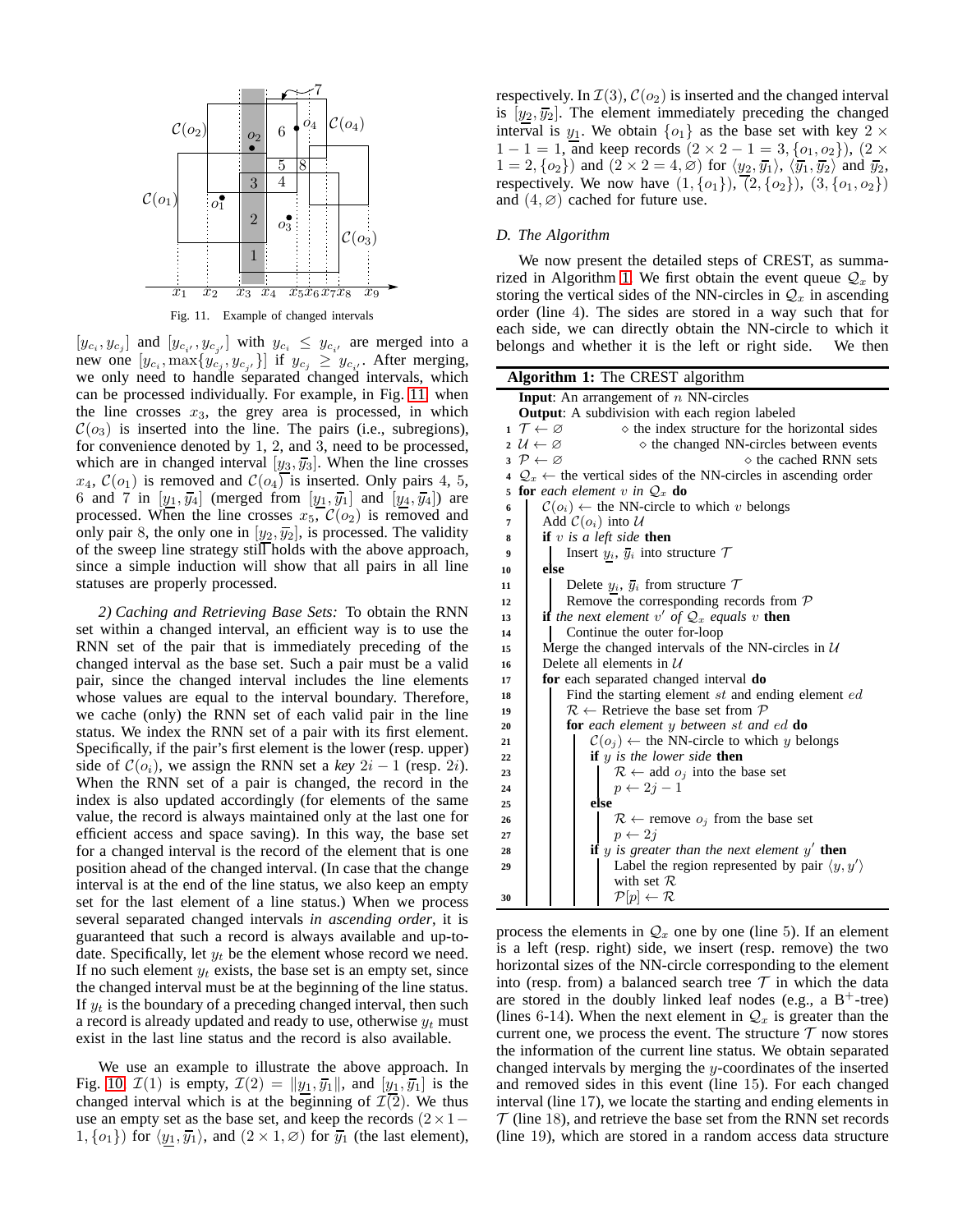Fig. 11. Example of changed intervals

$[y_{c_i}, y_{c_j}]$ and $[y_{c_{i'}}, y_{c_{j'}}]$ with $y_{c_i} \leq y_{c_{i'}}$ are merged into a new one $[y_{c_i}, \max\{y_{c_j}, y_{c_{j'}}\}]$ if $y_{c_j} \geq y_{c_{i'}}$. After merging, we only need to handle separated changed intervals, which can be processed individually. For example, in Fig. 11, when the line crosses $x_3$, the grey area is processed, in which $\mathcal{C}(o_3)$ is inserted into the line. The pairs (i.e., subregions), for convenience denoted by 1, 2, and 3, need to be processed, which are in changed interval $[\underline{y_3}, \overline{y}_3]$. When the line crosses $x_4$, $\mathcal{C}(o_1)$ is removed and $\mathcal{C}(o_4)$ is inserted. Only pairs 4, 5, 6 and 7 in $[\underline{y_1}, \overline{y}_4]$ (merged from $[\underline{y_1}, \overline{y}_1]$ and $[\underline{y_4}, \overline{y}_4]$) are processed. When the line crosses $x_5$, $\mathcal{C}(o_2)$ is removed and only pair 8, the only one in $[\underline{y_2}, \overline{y}_2]$, is processed. The validity of the sweep line strategy still holds with the above approach, since a simple induction will show that all pairs in all line statuses are properly processed.

*2) Caching and Retrieving Base Sets:* To obtain the RNN set within a changed interval, an efficient way is to use the RNN set of the pair that is immediately preceding of the changed interval as the base set. Such a pair must be a valid pair, since the changed interval includes the line elements whose values are equal to the interval boundary. Therefore, we cache (only) the RNN set of each valid pair in the line status. We index the RNN set of a pair with its first element. Specifically, if the pair's first element is the lower (resp. upper) side of $\mathcal{C}(o_i)$, we assign the RNN set a *key* $2i - 1$ (resp. $2i$). When the RNN set of a pair is changed, the record in the index is also updated accordingly (for elements of the same value, the record is always maintained only at the last one for efficient access and space saving). In this way, the base set for a changed interval is the record of the element that is one position ahead of the changed interval. (In case that the change interval is at the end of the line status, we also keep an empty set for the last element of a line status.) When we process several separated changed intervals *in ascending order*, it is guaranteed that such a record is always available and up-to-date. Specifically, let $y_t$ be the element whose record we need. If no such element $y_t$ exists, the base set is an empty set, since the changed interval must be at the beginning of the line status. If $y_t$ is the boundary of a preceding changed interval, then such a record is already updated and ready to use, otherwise $y_t$ must exist in the last line status and the record is also available.

We use an example to illustrate the above approach. In Fig. 10 $\mathcal{I}(1)$ is empty, $\mathcal{I}(2) = \|\underline{y_1}, \overline{y}_1\|$, and $[\underline{y_1}, \overline{y}_1]$ is the changed interval which is at the beginning of $\mathcal{I}(2)$. We thus use an empty set as the base set, and keep the records $(2\times 1 - 1, \{o_1\})$ for $\langle \underline{y_1}, \overline{y}_1 \rangle$, and $(2 \times 1, \varnothing)$ for $\overline{y}_1$ (the last element), respectively. In $\mathcal{I}(3)$, $\mathcal{C}(o_2)$ is inserted and the changed interval is $[\underline{y_2}, \overline{y}_2]$. The element immediately preceding the changed interval is $\underline{y_1}$. We obtain $\{o_1\}$ as the base set with key $2 \times 1 - 1 = 1$, and keep records $(2 \times 2 - 1 = 3, \{o_1, o_2\})$, $(2 \times 1 = 2, \{o_2\})$ and $(2 \times 2 = 4, \varnothing)$ for $\langle \underline{y_2}, \overline{y}_1 \rangle$, $\langle \overline{y}_1, \overline{y}_2 \rangle$ and $\overline{y}_2$, respectively. We now have $(1, \{o_1\})$, $(2, \{o_2\})$, $(3, \{o_1, o_2\})$ and $(4, \varnothing)$ cached for future use.

### D. The Algorithm

We now present the detailed steps of CREST, as summarized in Algorithm 1. We first obtain the event queue $\mathcal{Q}_x$ by storing the vertical sides of the NN-circles in $\mathcal{Q}_x$ in ascending order (line 4). The sides are stored in a way such that for each side, we can directly obtain the NN-circle to which it belongs and whether it is the left or right side. We then process the elements in $\mathcal{Q}_x$ one by one (line 5). If an element is a left (resp. right) side, we insert (resp. remove) the two horizontal sizes of the NN-circle corresponding to the element into (resp. from) a balanced search tree $\mathcal{T}$ in which the data are stored in the doubly linked leaf nodes (e.g., a B$^+$-tree) (lines 6-14). When the next element in $\mathcal{Q}_x$ is greater than the current one, we process the event. The structure $\mathcal{T}$ now stores the information of the current line status. We obtain separated changed intervals by merging the $y$-coordinates of the inserted and removed sides in this event (line 15). For each changed interval (line 17), we locate the starting and ending elements in $\mathcal{T}$ (line 18), and retrieve the base set from the RNN set records (line 19), which are stored in a random access data structure

**Algorithm 1:** The CREST algorithm

```
   Input: An arrangement of n NN-circles
   Output: A subdivision with each region labeled
 1 T ← ∅                    ◇ the index structure for the horizontal sides
 2 U ← ∅                    ◇ the changed NN-circles between events
 3 P ← ∅                    ◇ the cached RNN sets
 4 Q_x ← the vertical sides of the NN-circles in ascending order
 5 for each element v in Q_x do
 6     C(o_i) ← the NN-circle to which v belongs
 7     Add C(o_i) into U
 8     if v is a left side then
 9         Insert y_i, ȳ_i into structure T
10     else
11         Delete y_i, ȳ_i from structure T
12         Remove the corresponding records from P
13     if the next element v' of Q_x equals v then
14         Continue the outer for-loop
15     Merge the changed intervals of the NN-circles in U
16     Delete all elements in U
17     for each separated changed interval do
18         Find the starting element st and ending element ed
19         R ← Retrieve the base set from P
20         for each element y between st and ed do
21             C(o_j) ← the NN-circle to which y belongs
22             if y is the lower side then
23                 R ← add o_j into the base set
24                 p ← 2j − 1
25             else
26                 R ← remove o_j from the base set
27                 p ← 2j
28             if y is greater than the next element y' then
29                 Label the region represented by pair ⟨y, y'⟩
                   with set R
30                 P[p] ← R
```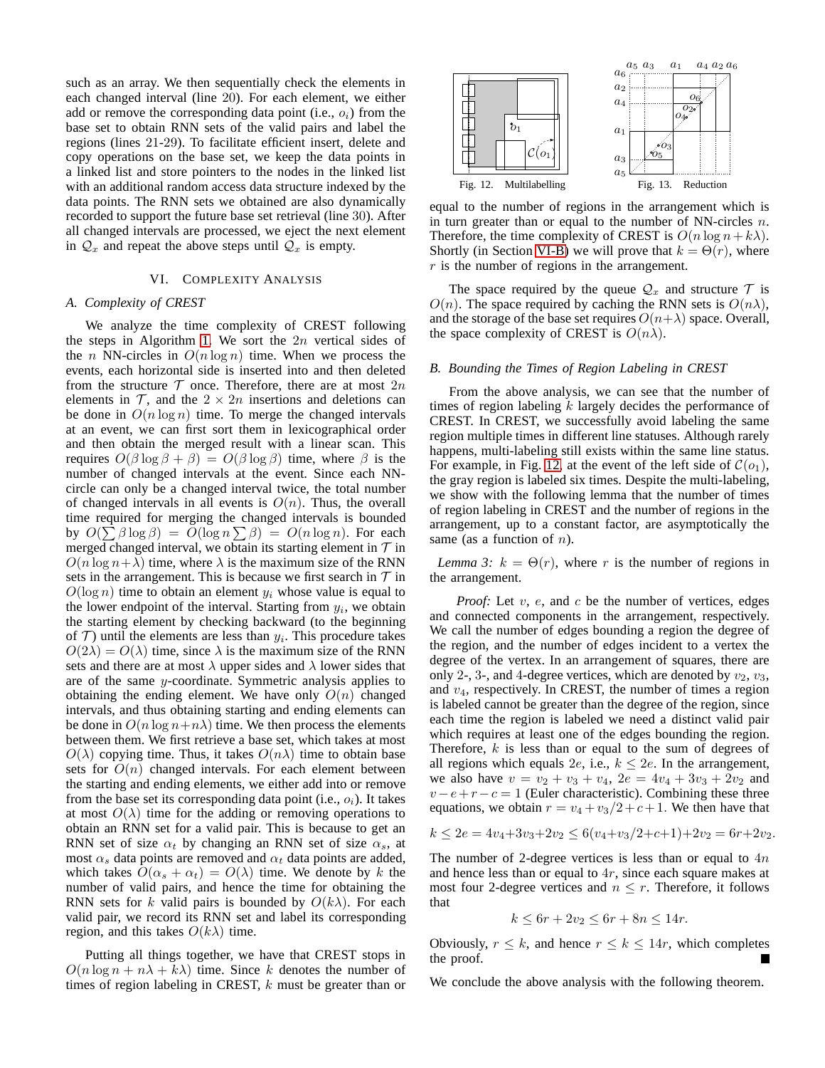such as an array. We then sequentially check the elements in each changed interval (line 20). For each element, we either add or remove the corresponding data point (i.e., $o_i$) from the base set to obtain RNN sets of the valid pairs and label the regions (lines 21-29). To facilitate efficient insert, delete and copy operations on the base set, we keep the data points in a linked list and store pointers to the nodes in the linked list with an additional random access data structure indexed by the data points. The RNN sets we obtained are also dynamically recorded to support the future base set retrieval (line 30). After all changed intervals are processed, we eject the next element in $\mathcal{Q}_x$ and repeat the above steps until $\mathcal{Q}_x$ is empty.

## VI. Complexity Analysis

### A. Complexity of CREST

We analyze the time complexity of CREST following the steps in Algorithm 1. We sort the $2n$ vertical sides of the $n$ NN-circles in $O(n \log n)$ time. When we process the events, each horizontal side is inserted into and then deleted from the structure $\mathcal{T}$ once. Therefore, there are at most $2n$ elements in $\mathcal{T}$, and the $2 \times 2n$ insertions and deletions can be done in $O(n \log n)$ time. To merge the changed intervals at an event, we can first sort them in lexicographical order and then obtain the merged result with a linear scan. This requires $O(\beta \log \beta + \beta) = O(\beta \log \beta)$ time, where $\beta$ is the number of changed intervals at the event. Since each NN-circle can only be a changed interval twice, the total number of changed intervals in all events is $O(n)$. Thus, the overall time required for merging the changed intervals is bounded by $O(\sum \beta \log \beta) = O(\log n \sum \beta) = O(n \log n)$. For each merged changed interval, we obtain its starting element in $\mathcal{T}$ in $O(\log n + \lambda)$ time, where $\lambda$ is the maximum size of the RNN sets in the arrangement. This is because we first search in $\mathcal{T}$ in $O(\log n)$ time to obtain an element $y_i$ whose value is equal to the lower endpoint of the interval. Starting from $y_i$, we obtain the starting element by checking backward (to the beginning of $\mathcal{T}$) until the elements are less than $y_i$. This procedure takes $O(2\lambda) = O(\lambda)$ time, since $\lambda$ is the maximum size of the RNN sets and there are at most $\lambda$ upper sides and $\lambda$ lower sides that are of the same $y$-coordinate. Symmetric analysis applies to obtaining the ending element. We have only $O(n)$ changed intervals, and thus obtaining starting and ending elements can be done in $O(n \log n + n\lambda)$ time. We then process the elements between them. We first retrieve a base set, which takes at most $O(\lambda)$ copying time. Thus, it takes $O(n\lambda)$ time to obtain base sets for $O(n)$ changed intervals. For each element between the starting and ending elements, we either add into or remove from the base set its corresponding data point (i.e., $o_i$). It takes at most $O(\lambda)$ time for the adding or removing operations to obtain an RNN set for a valid pair. This is because to get an RNN set of size $\alpha_t$ by changing an RNN set of size $\alpha_s$, at most $\alpha_s$ data points are removed and $\alpha_t$ data points are added, which takes $O(\alpha_s + \alpha_t) = O(\lambda)$ time. We denote by $k$ the number of valid pairs, and hence the time for obtaining the RNN sets for $k$ valid pairs is bounded by $O(k\lambda)$. For each valid pair, we record its RNN set and label its corresponding region, and this takes $O(k\lambda)$ time.

Putting all things together, we have that CREST stops in $O(n \log n + n\lambda + k\lambda)$ time. Since $k$ denotes the number of times of region labeling in CREST, $k$ must be greater than or equal to the number of regions in the arrangement which is in turn greater than or equal to the number of NN-circles $n$. Therefore, the time complexity of CREST is $O(n \log n + k\lambda)$. Shortly (in Section VI-B) we will prove that $k = \Theta(r)$, where $r$ is the number of regions in the arrangement.

The space required by the queue $\mathcal{Q}_x$ and structure $\mathcal{T}$ is $O(n)$. The space required by caching the RNN sets is $O(n\lambda)$, and the storage of the base set requires $O(n+\lambda)$ space. Overall, the space complexity of CREST is $O(n\lambda)$.

Fig. 12. Multilabelling

Fig. 13. Reduction

### B. Bounding the Times of Region Labeling in CREST

From the above analysis, we can see that the number of times of region labeling $k$ largely decides the performance of CREST. In CREST, we successfully avoid labeling the same region multiple times in different line statuses. Although rarely happens, multi-labeling still exists within the same line status. For example, in Fig. 12, at the event of the left side of $\mathcal{C}(o_1)$, the gray region is labeled six times. Despite the multi-labeling, we show with the following lemma that the number of times of region labeling in CREST and the number of regions in the arrangement, up to a constant factor, are asymptotically the same (as a function of $n$).

*Lemma 3:* $k = \Theta(r)$, where $r$ is the number of regions in the arrangement.

*Proof:* Let $v$, $e$, and $c$ be the number of vertices, edges and connected components in the arrangement, respectively. We call the number of edges bounding a region the degree of the region, and the number of edges incident to a vertex the degree of the vertex. In an arrangement of squares, there are only 2-, 3-, and 4-degree vertices, which are denoted by $v_2$, $v_3$, and $v_4$, respectively. In CREST, the number of times a region is labeled cannot be greater than the degree of the region, since each time the region is labeled we need a distinct valid pair which requires at least one of the edges bounding the region. Therefore, $k$ is less than or equal to the sum of degrees of all regions which equals $2e$, i.e., $k \leq 2e$. In the arrangement, we also have $v = v_2 + v_3 + v_4$, $2e = 4v_4 + 3v_3 + 2v_2$ and $v - e + r - c = 1$ (Euler characteristic). Combining these three equations, we obtain $r = v_4 + v_3/2 + c + 1$. We then have that

$$k \leq 2e = 4v_4 + 3v_3 + 2v_2 \leq 6(v_4 + v_3/2 + c + 1) + 2v_2 = 6r + 2v_2.$$

The number of 2-degree vertices is less than or equal to $4n$ and hence less than or equal to $4r$, since each square makes at most four 2-degree vertices and $n \leq r$. Therefore, it follows that

$$k \leq 6r + 2v_2 \leq 6r + 8n \leq 14r.$$

Obviously, $r \leq k$, and hence $r \leq k \leq 14r$, which completes the proof. ■

We conclude the above analysis with the following theorem.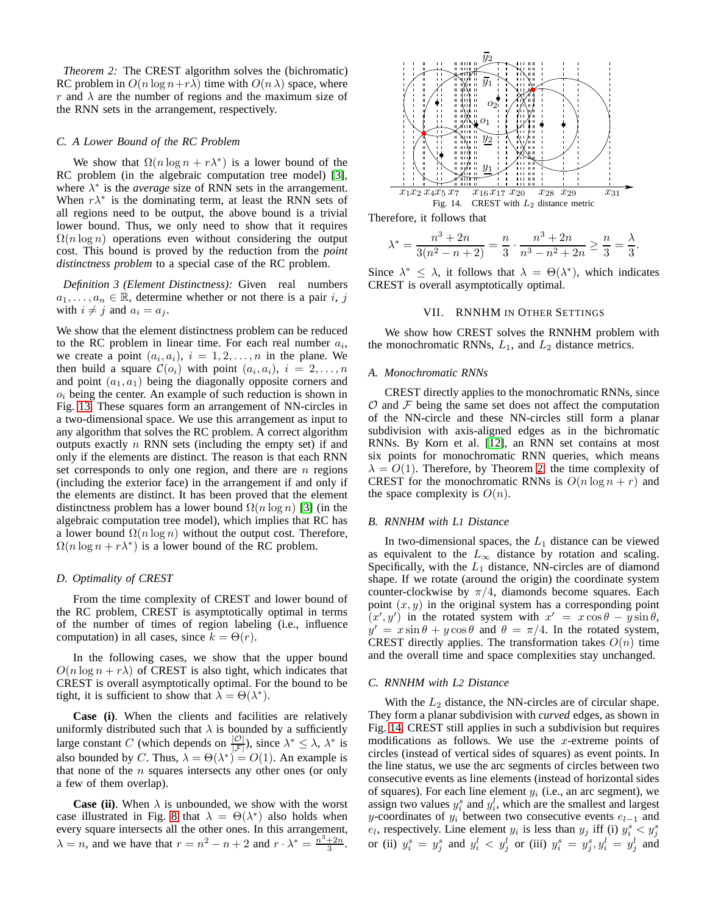*Theorem 2:* The CREST algorithm solves the (bichromatic) RC problem in $O(n \log n + r\lambda)$ time with $O(n\,\lambda)$ space, where $r$ and $\lambda$ are the number of regions and the maximum size of the RNN sets in the arrangement, respectively.

### C. A Lower Bound of the RC Problem

We show that $\Omega(n \log n + r\lambda^*)$ is a lower bound of the RC problem (in the algebraic computation tree model) [3], where $\lambda^*$ is the *average* size of RNN sets in the arrangement. When $r\lambda^*$ is the dominating term, at least the RNN sets of all regions need to be output, the above bound is a trivial lower bound. Thus, we only need to show that it requires $\Omega(n \log n)$ operations even without considering the output cost. This bound is proved by the reduction from the *point distinctness problem* to a special case of the RC problem.

*Definition 3 (Element Distinctness):* Given real numbers $a_1, \ldots, a_n \in \mathbb{R}$, determine whether or not there is a pair $i$, $j$ with $i \neq j$ and $a_i = a_j$.

We show that the element distinctness problem can be reduced to the RC problem in linear time. For each real number $a_i$, we create a point $(a_i, a_i)$, $i = 1, 2, \ldots, n$ in the plane. We then build a square $\mathcal{C}(o_i)$ with point $(a_i, a_i)$, $i = 2, \ldots, n$ and point $(a_1, a_1)$ being the diagonally opposite corners and $o_i$ being the center. An example of such reduction is shown in Fig. 13. These squares form an arrangement of NN-circles in a two-dimensional space. We use this arrangement as input to any algorithm that solves the RC problem. A correct algorithm outputs exactly $n$ RNN sets (including the empty set) if and only if the elements are distinct. The reason is that each RNN set corresponds to only one region, and there are $n$ regions (including the exterior face) in the arrangement if and only if the elements are distinct. It has been proved that the element distinctness problem has a lower bound $\Omega(n \log n)$ [3] (in the algebraic computation tree model), which implies that RC has a lower bound $\Omega(n \log n)$ without the output cost. Therefore, $\Omega(n \log n + r\lambda^*)$ is a lower bound of the RC problem.

### D. Optimality of CREST

From the time complexity of CREST and lower bound of the RC problem, CREST is asymptotically optimal in terms of the number of times of region labeling (i.e., influence computation) in all cases, since $k = \Theta(r)$.

In the following cases, we show that the upper bound $O(n \log n + r\lambda)$ of CREST is also tight, which indicates that CREST is overall asymptotically optimal. For the bound to be tight, it is sufficient to show that $\lambda = \Theta(\lambda^*)$.

**Case (i)**. When the clients and facilities are relatively uniformly distributed such that $\lambda$ is bounded by a sufficiently large constant $C$ (which depends on $\frac{|\mathcal{O}|}{|\mathcal{F}|}$), since $\lambda^* \leq \lambda$, $\lambda^*$ is also bounded by $C$. Thus, $\lambda = \Theta(\lambda^*) = O(1)$. An example is that none of the $n$ squares intersects any other ones (or only a few of them overlap).

**Case (ii)**. When $\lambda$ is unbounded, we show with the worst case illustrated in Fig. 8 that $\lambda = \Theta(\lambda^*)$ also holds when every square intersects all the other ones. In this arrangement, $\lambda = n$, and we have that $r = n^2 - n + 2$ and $r \cdot \lambda^* = \frac{n^3+2n}{3}$.

Fig. 14. CREST with $L_2$ distance metric

Therefore, it follows that

$$\lambda^* = \frac{n^3 + 2n}{3(n^2 - n + 2)} = \frac{n}{3} \cdot \frac{n^3 + 2n}{n^3 - n^2 + 2n} \geq \frac{n}{3} = \frac{\lambda}{3}.$$

Since $\lambda^* \leq \lambda$, it follows that $\lambda = \Theta(\lambda^*)$, which indicates CREST is overall asymptotically optimal.

## VII. RNNHM in Other Settings

We show how CREST solves the RNNHM problem with the monochromatic RNNs, $L_1$, and $L_2$ distance metrics.

### A. Monochromatic RNNs

CREST directly applies to the monochromatic RNNs, since $\mathcal{O}$ and $\mathcal{F}$ being the same set does not affect the computation of the NN-circle and these NN-circles still form a planar subdivision with axis-aligned edges as in the bichromatic RNNs. By Korn et al. [12], an RNN set contains at most six points for monochromatic RNN queries, which means $\lambda = O(1)$. Therefore, by Theorem 2, the time complexity of CREST for the monochromatic RNNs is $O(n \log n + r)$ and the space complexity is $O(n)$.

### B. RNNHM with L1 Distance

In two-dimensional spaces, the $L_1$ distance can be viewed as equivalent to the $L_\infty$ distance by rotation and scaling. Specifically, with the $L_1$ distance, NN-circles are of diamond shape. If we rotate (around the origin) the coordinate system counter-clockwise by $\pi/4$, diamonds become squares. Each point $(x, y)$ in the original system has a corresponding point $(x', y')$ in the rotated system with $x' = x\cos\theta - y\sin\theta$, $y' = x\sin\theta + y\cos\theta$ and $\theta = \pi/4$. In the rotated system, CREST directly applies. The transformation takes $O(n)$ time and the overall time and space complexities stay unchanged.

### C. RNNHM with L2 Distance

With the $L_2$ distance, the NN-circles are of circular shape. They form a planar subdivision with *curved* edges, as shown in Fig. 14. CREST still applies in such a subdivision but requires modifications as follows. We use the $x$-extreme points of circles (instead of vertical sides of squares) as event points. In the line status, we use the arc segments of circles between two consecutive events as line elements (instead of horizontal sides of squares). For each line element $y_i$ (i.e., an arc segment), we assign two values $y_i^s$ and $y_i^l$, which are the smallest and largest $y$-coordinates of $y_i$ between two consecutive events $e_{l-1}$ and $e_l$, respectively. Line element $y_i$ is less than $y_j$ iff (i) $y_i^s < y_j^s$ or (ii) $y_i^s = y_j^s$ and $y_i^l < y_j^l$ or (iii) $y_i^s = y_j^s, y_i^l = y_j^l$ and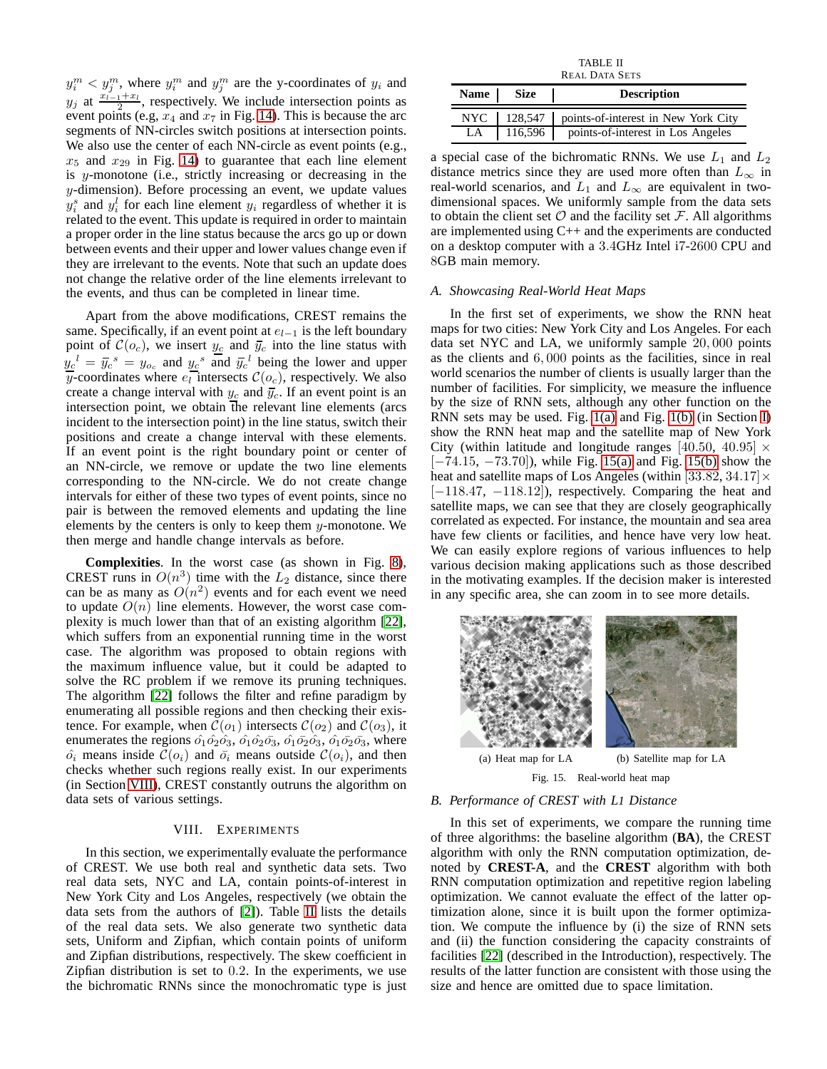$y_i^m < y_j^m$, where $y_i^m$ and $y_j^m$ are the y-coordinates of $y_i$ and $y_j$ at $\frac{x_{l-1}+x_l}{2}$, respectively. We include intersection points as event points (e.g, $x_4$ and $x_7$ in Fig. 14). This is because the arc segments of NN-circles switch positions at intersection points. We also use the center of each NN-circle as event points (e.g., $x_5$ and $x_{29}$ in Fig. 14) to guarantee that each line element is $y$-monotone (i.e., strictly increasing or decreasing in the $y$-dimension). Before processing an event, we update values $y_i^s$ and $y_i^l$ for each line element $y_i$ regardless of whether it is related to the event. This update is required in order to maintain a proper order in the line status because the arcs go up or down between events and their upper and lower values change even if they are irrelevant to the events. Note that such an update does not change the relative order of the line elements irrelevant to the events, and thus can be completed in linear time.

Apart from the above modifications, CREST remains the same. Specifically, if an event point at $e_{l-1}$ is the left boundary point of $\mathcal{C}(o_c)$, we insert $\underline{y_c}$ and $\overline{y}_c$ into the line status with $\underline{y_c}^l = \overline{y}_c{}^s = y_{o_c}$ and $\underline{y_c}^s$ and $\overline{y}_c{}^l$ being the lower and upper $y$-coordinates where $e_l$ intersects $\mathcal{C}(o_c)$, respectively. We also create a change interval with $\underline{y_c}$ and $\overline{y}_c$. If an event point is an intersection point, we obtain the relevant line elements (arcs incident to the intersection point) in the line status, switch their positions and create a change interval with these elements. If an event point is the right boundary point or center of an NN-circle, we remove or update the two line elements corresponding to the NN-circle. We do not create change intervals for either of these two types of event points, since no pair is between the removed elements and updating the line elements by the centers is only to keep them $y$-monotone. We then merge and handle change intervals as before.

**Complexities**. In the worst case (as shown in Fig. 8), CREST runs in $O(n^3)$ time with the $L_2$ distance, since there can be as many as $O(n^2)$ events and for each event we need to update $O(n)$ line elements. However, the worst case complexity is much lower than that of an existing algorithm [22], which suffers from an exponential running time in the worst case. The algorithm was proposed to obtain regions with the maximum influence value, but it could be adapted to solve the RC problem if we remove its pruning techniques. The algorithm [22] follows the filter and refine paradigm by enumerating all possible regions and then checking their existence. For example, when $\mathcal{C}(o_1)$ intersects $\mathcal{C}(o_2)$ and $\mathcal{C}(o_3)$, it enumerates the regions $\hat{o}_1\hat{o}_2\hat{o}_3$, $\hat{o}_1\hat{o}_2\bar{o}_3$, $\hat{o}_1\bar{o}_2\hat{o}_3$, $\hat{o}_1\bar{o}_2\bar{o}_3$, where $\hat{o}_i$ means inside $\mathcal{C}(o_i)$ and $\bar{o}_i$ means outside $\mathcal{C}(o_i)$, and then checks whether such regions really exist. In our experiments (in Section VIII), CREST constantly outruns the algorithm on data sets of various settings.

## VIII. Experiments

In this section, we experimentally evaluate the performance of CREST. We use both real and synthetic data sets. Two real data sets, NYC and LA, contain points-of-interest in New York City and Los Angeles, respectively (we obtain the data sets from the authors of [2]). Table II lists the details of the real data sets. We also generate two synthetic data sets, Uniform and Zipfian, which contain points of uniform and Zipfian distributions, respectively. The skew coefficient in Zipfian distribution is set to 0.2. In the experiments, we use the bichromatic RNNs since the monochromatic type is just a special case of the bichromatic RNNs. We use $L_1$ and $L_2$ distance metrics since they are used more often than $L_\infty$ in real-world scenarios, and $L_1$ and $L_\infty$ are equivalent in two-dimensional spaces. We uniformly sample from the data sets to obtain the client set $\mathcal{O}$ and the facility set $\mathcal{F}$. All algorithms are implemented using C++ and the experiments are conducted on a desktop computer with a 3.4GHz Intel i7-2600 CPU and 8GB main memory.

TABLE II
Real Data Sets

| Name | Size | Description |
|---|---|---|
| NYC | 128,547 | points-of-interest in New York City |
| LA | 116,596 | points-of-interest in Los Angeles |

### A. Showcasing Real-World Heat Maps

In the first set of experiments, we show the RNN heat maps for two cities: New York City and Los Angeles. For each data set NYC and LA, we uniformly sample 20,000 points as the clients and 6,000 points as the facilities, since in real world scenarios the number of clients is usually larger than the number of facilities. For simplicity, we measure the influence by the size of RNN sets, although any other function on the RNN sets may be used. Fig. 1(a) and Fig. 1(b) (in Section I) show the RNN heat map and the satellite map of New York City (within latitude and longitude ranges $[40.50, 40.95] \times [-74.15, -73.70]$), while Fig. 15(a) and Fig. 15(b) show the heat and satellite maps of Los Angeles (within $[33.82, 34.17] \times [-118.47, -118.12]$), respectively. Comparing the heat and satellite maps, we can see that they are closely geographically correlated as expected. For instance, the mountain and sea area have few clients or facilities, and hence have very low heat. We can easily explore regions of various influences to help various decision making applications such as those described in the motivating examples. If the decision maker is interested in any specific area, she can zoom in to see more details.

(a) Heat map for LA (b) Satellite map for LA

Fig. 15. Real-world heat map

### B. Performance of CREST with L1 Distance

In this set of experiments, we compare the running time of three algorithms: the baseline algorithm (**BA**), the CREST algorithm with only the RNN computation optimization, denoted by **CREST-A**, and the **CREST** algorithm with both RNN computation optimization and repetitive region labeling optimization. We cannot evaluate the effect of the latter optimization alone, since it is built upon the former optimization. We compute the influence by (i) the size of RNN sets and (ii) the function considering the capacity constraints of facilities [22] (described in the Introduction), respectively. The results of the latter function are consistent with those using the size and hence are omitted due to space limitation.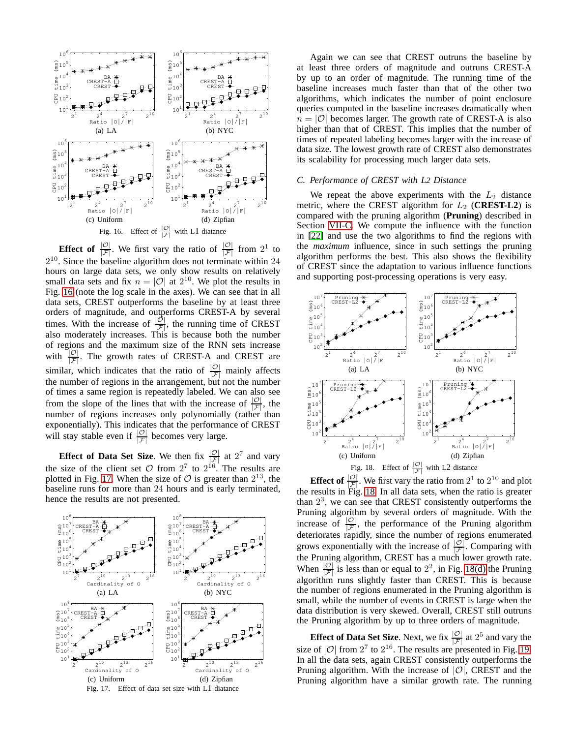Fig. 16. Effect of $\frac{|\mathcal{O}|}{|\mathcal{F}|}$ with L1 diatance

**Effect of** $\frac{|\mathcal{O}|}{|\mathcal{F}|}$. We first vary the ratio of $\frac{|\mathcal{O}|}{|\mathcal{F}|}$ from $2^1$ to $2^{10}$. Since the baseline algorithm does not terminate within 24 hours on large data sets, we only show results on relatively small data sets and fix $n = |\mathcal{O}|$ at $2^{10}$. We plot the results in Fig. 16 (note the log scale in the axes). We can see that in all data sets, CREST outperforms the baseline by at least three orders of magnitude, and outperforms CREST-A by several times. With the increase of $\frac{|\mathcal{O}|}{|\mathcal{F}|}$, the running time of CREST also moderately increases. This is because both the number of regions and the maximum size of the RNN sets increase with $\frac{|\mathcal{O}|}{|\mathcal{F}|}$. The growth rates of CREST-A and CREST are similar, which indicates that the ratio of $\frac{|\mathcal{O}|}{|\mathcal{F}|}$ mainly affects the number of regions in the arrangement, but not the number of times a same region is repeatedly labeled. We can also see from the slope of the lines that with the increase of $\frac{|\mathcal{O}|}{|\mathcal{F}|}$, the number of regions increases only polynomially (rather than exponentially). This indicates that the performance of CREST will stay stable even if $\frac{|\mathcal{O}|}{|\mathcal{F}|}$ becomes very large.

**Effect of Data Set Size**. We then fix $\frac{|\mathcal{O}|}{|\mathcal{F}|}$ at $2^7$ and vary the size of the client set $\mathcal{O}$ from $2^7$ to $2^{16}$. The results are plotted in Fig. 17. When the size of $\mathcal{O}$ is greater than $2^{13}$, the baseline runs for more than 24 hours and is early terminated, hence the results are not presented.

Fig. 17. Effect of data set size with L1 diatance

Again we can see that CREST outruns the baseline by at least three orders of magnitude and outruns CREST-A by up to an order of magnitude. The running time of the baseline increases much faster than that of the other two algorithms, which indicates the number of point enclosure queries computed in the baseline increases dramatically when $n = |\mathcal{O}|$ becomes larger. The growth rate of CREST-A is also higher than that of CREST. This implies that the number of times of repeated labeling becomes larger with the increase of data size. The lowest growth rate of CREST also demonstrates its scalability for processing much larger data sets.

### C. Performance of CREST with L2 Distance

We repeat the above experiments with the $L_2$ distance metric, where the CREST algorithm for $L_2$ (**CREST-L2**) is compared with the pruning algorithm (**Pruning**) described in Section VII-C. We compute the influence with the function in [22] and use the two algorithms to find the regions with the *maximum* influence, since in such settings the pruning algorithm performs the best. This also shows the flexibility of CREST since the adaptation to various influence functions and supporting post-processing operations is very easy.

Fig. 18. Effect of $\frac{|\mathcal{O}|}{|\mathcal{F}|}$ with L2 distance

**Effect of** $\frac{|\mathcal{O}|}{|\mathcal{F}|}$. We first vary the ratio from $2^1$ to $2^{10}$ and plot the results in Fig. 18. In all data sets, when the ratio is greater than $2^3$, we can see that CREST consistently outperforms the Pruning algorithm by several orders of magnitude. With the increase of $\frac{|\mathcal{O}|}{|\mathcal{F}|}$, the performance of the Pruning algorithm deteriorates rapidly, since the number of regions enumerated grows exponentially with the increase of $\frac{|\mathcal{O}|}{|\mathcal{F}|}$. Comparing with the Pruning algorithm, CREST has a much lower growth rate. When $\frac{|\mathcal{O}|}{|\mathcal{F}|}$ is less than or equal to $2^2$, in Fig. 18(d) the Pruning algorithm runs slightly faster than CREST. This is because the number of regions enumerated in the Pruning algorithm is small, while the number of events in CREST is large when the data distribution is very skewed. Overall, CREST still outruns the Pruning algorithm by up to three orders of magnitude.

**Effect of Data Set Size**. Next, we fix $\frac{|\mathcal{O}|}{|\mathcal{F}|}$ at $2^5$ and vary the size of $|\mathcal{O}|$ from $2^7$ to $2^{16}$. The results are presented in Fig. 19. In all the data sets, again CREST consistently outperforms the Pruning algorithm. With the increase of $|\mathcal{O}|$, CREST and the Pruning algorithm have a similar growth rate. The running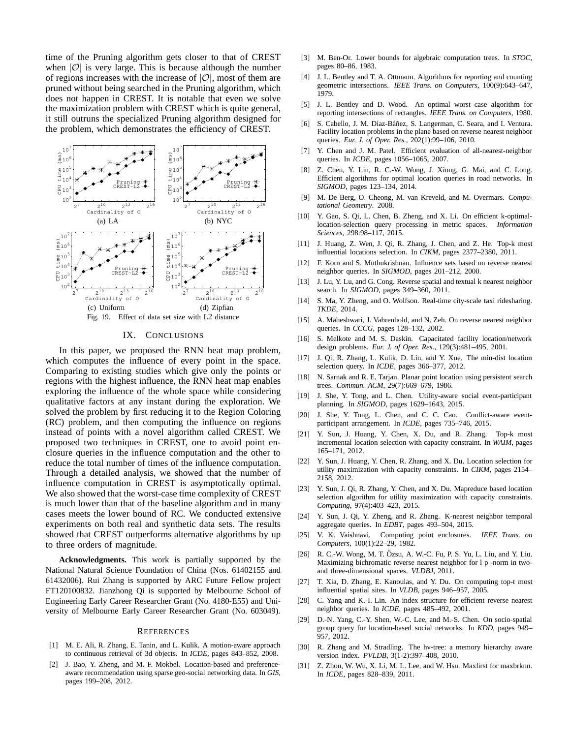time of the Pruning algorithm gets closer to that of CREST when $|\mathcal{O}|$ is very large. This is because although the number of regions increases with the increase of $|\mathcal{O}|$, most of them are pruned without being searched in the Pruning algorithm, which does not happen in CREST. It is notable that even we solve the maximization problem with CREST which is quite general, it still outruns the specialized Pruning algorithm designed for the problem, which demonstrates the efficiency of CREST.

CPU time (ms)
$10^2$ $10^3$ $10^4$ $10^5$ $10^6$ $10^7$
$2^7$ $2^{10}$ $2^{13}$ $2^{16}$
Cardinality of O
Pruning
CREST-L2

(a) LA

(b) NYC

(c) Uniform

(d) Zipfian

Fig. 19. Effect of data set size with L2 distance

## IX. CONCLUSIONS

In this paper, we proposed the RNN heat map problem, which computes the influence of every point in the space. Comparing to existing studies which give only the points or regions with the highest influence, the RNN heat map enables exploring the influence of the whole space while considering qualitative factors at any instant during the exploration. We solved the problem by first reducing it to the Region Coloring (RC) problem, and then computing the influence on regions instead of points with a novel algorithm called CREST. We proposed two techniques in CREST, one to avoid point enclosure queries in the influence computation and the other to reduce the total number of times of the influence computation. Through a detailed analysis, we showed that the number of influence computation in CREST is asymptotically optimal. We also showed that the worst-case time complexity of CREST is much lower than that of the baseline algorithm and in many cases meets the lower bound of RC. We conducted extensive experiments on both real and synthetic data sets. The results showed that CREST outperforms alternative algorithms by up to three orders of magnitude.

**Acknowledgments.** This work is partially supported by the National Natural Science Foundation of China (Nos. 61402155 and 61432006). Rui Zhang is supported by ARC Future Fellow project FT120100832. Jianzhong Qi is supported by Melbourne School of Engineering Early Career Researcher Grant (No. 4180-E55) and University of Melbourne Early Career Researcher Grant (No. 603049).

## REFERENCES

[1] M. E. Ali, R. Zhang, E. Tanin, and L. Kulik. A motion-aware approach to continuous retrieval of 3d objects. In *ICDE*, pages 843–852, 2008.

[2] J. Bao, Y. Zheng, and M. F. Mokbel. Location-based and preference-aware recommendation using sparse geo-social networking data. In *GIS*, pages 199–208, 2012.

[3] M. Ben-Or. Lower bounds for algebraic computation trees. In *STOC*, pages 80–86, 1983.

[4] J. L. Bentley and T. A. Ottmann. Algorithms for reporting and counting geometric intersections. *IEEE Trans. on Computers*, 100(9):643–647, 1979.

[5] J. L. Bentley and D. Wood. An optimal worst case algorithm for reporting intersections of rectangles. *IEEE Trans. on Computers*, 1980.

[6] S. Cabello, J. M. Díaz-Báñez, S. Langerman, C. Seara, and I. Ventura. Facility location problems in the plane based on reverse nearest neighbor queries. *Eur. J. of Oper. Res.*, 202(1):99–106, 2010.

[7] Y. Chen and J. M. Patel. Efficient evaluation of all-nearest-neighbor queries. In *ICDE*, pages 1056–1065, 2007.

[8] Z. Chen, Y. Liu, R. C.-W. Wong, J. Xiong, G. Mai, and C. Long. Efficient algorithms for optimal location queries in road networks. In *SIGMOD*, pages 123–134, 2014.

[9] M. De Berg, O. Cheong, M. van Kreveld, and M. Overmars. *Computational Geometry*. 2008.

[10] Y. Gao, S. Qi, L. Chen, B. Zheng, and X. Li. On efficient k-optimal-location-selection query processing in metric spaces. *Information Sciences*, 298:98–117, 2015.

[11] J. Huang, Z. Wen, J. Qi, R. Zhang, J. Chen, and Z. He. Top-k most influential locations selection. In *CIKM*, pages 2377–2380, 2011.

[12] F. Korn and S. Muthukrishnan. Influence sets based on reverse nearest neighbor queries. In *SIGMOD*, pages 201–212, 2000.

[13] J. Lu, Y. Lu, and G. Cong. Reverse spatial and textual k nearest neighbor search. In *SIGMOD*, pages 349–360, 2011.

[14] S. Ma, Y. Zheng, and O. Wolfson. Real-time city-scale taxi ridesharing. *TKDE*, 2014.

[15] A. Maheshwari, J. Vahrenhold, and N. Zeh. On reverse nearest neighbor queries. In *CCCG*, pages 128–132, 2002.

[16] S. Melkote and M. S. Daskin. Capacitated facility location/network design problems. *Eur. J. of Oper. Res.*, 129(3):481–495, 2001.

[17] J. Qi, R. Zhang, L. Kulik, D. Lin, and Y. Xue. The min-dist location selection query. In *ICDE*, pages 366–377, 2012.

[18] N. Sarnak and R. E. Tarjan. Planar point location using persistent search trees. *Commun. ACM*, 29(7):669–679, 1986.

[19] J. She, Y. Tong, and L. Chen. Utility-aware social event-participant planning. In *SIGMOD*, pages 1629–1643, 2015.

[20] J. She, Y. Tong, L. Chen, and C. C. Cao. Conflict-aware event-participant arrangement. In *ICDE*, pages 735–746, 2015.

[21] Y. Sun, J. Huang, Y. Chen, X. Du, and R. Zhang. Top-k most incremental location selection with capacity constraint. In *WAIM*, pages 165–171, 2012.

[22] Y. Sun, J. Huang, Y. Chen, R. Zhang, and X. Du. Location selection for utility maximization with capacity constraints. In *CIKM*, pages 2154–2158, 2012.

[23] Y. Sun, J. Qi, R. Zhang, Y. Chen, and X. Du. Mapreduce based location selection algorithm for utility maximization with capacity constraints. *Computing*, 97(4):403–423, 2015.

[24] Y. Sun, J. Qi, Y. Zheng, and R. Zhang. K-nearest neighbor temporal aggregate queries. In *EDBT*, pages 493–504, 2015.

[25] V. K. Vaishnavi. Computing point enclosures. *IEEE Trans. on Computers*, 100(1):22–29, 1982.

[26] R. C.-W. Wong, M. T. Özsu, A. W.-C. Fu, P. S. Yu, L. Liu, and Y. Liu. Maximizing bichromatic reverse nearest neighbor for l p -norm in two- and three-dimensional spaces. *VLDBJ*, 2011.

[27] T. Xia, D. Zhang, E. Kanoulas, and Y. Du. On computing top-t most influential spatial sites. In *VLDB*, pages 946–957, 2005.

[28] C. Yang and K.-I. Lin. An index structure for efficient reverse nearest neighbor queries. In *ICDE*, pages 485–492, 2001.

[29] D.-N. Yang, C.-Y. Shen, W.-C. Lee, and M.-S. Chen. On socio-spatial group query for location-based social networks. In *KDD*, pages 949–957, 2012.

[30] R. Zhang and M. Stradling. The hv-tree: a memory hierarchy aware version index. *PVLDB*, 3(1-2):397–408, 2010.

[31] Z. Zhou, W. Wu, X. Li, M. L. Lee, and W. Hsu. Maxfirst for maxbrknn. In *ICDE*, pages 828–839, 2011.